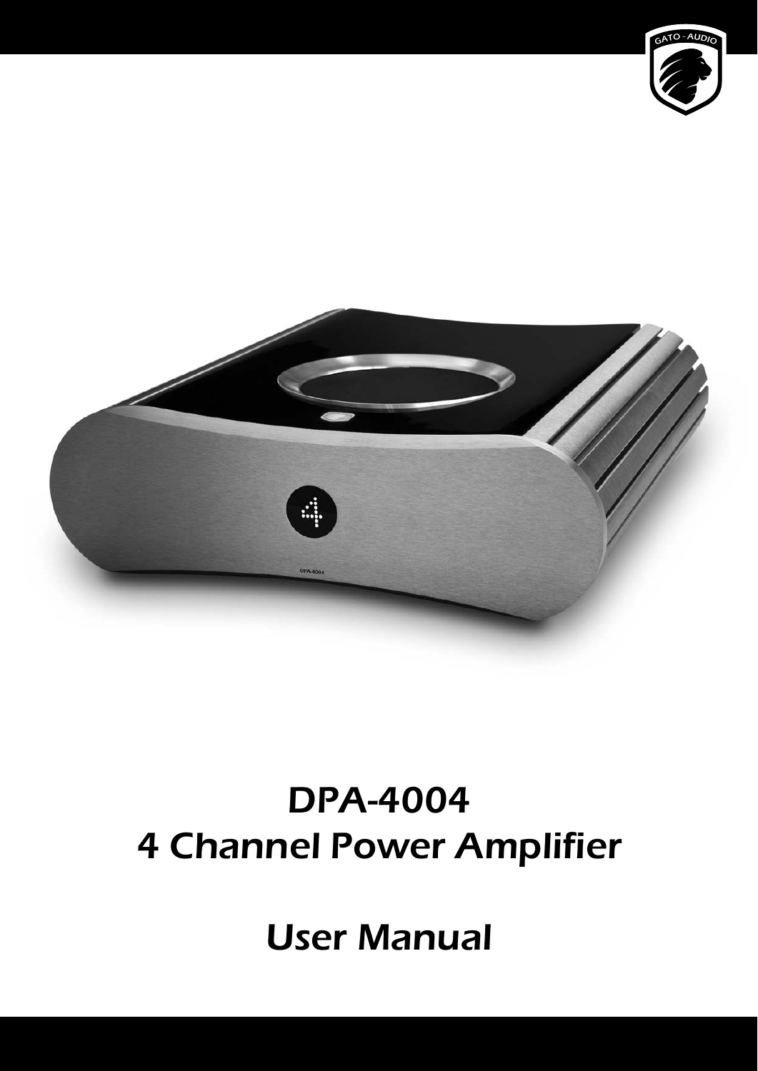# DPA-4004

# 4 Channel Power Amplifier

# *User Manual*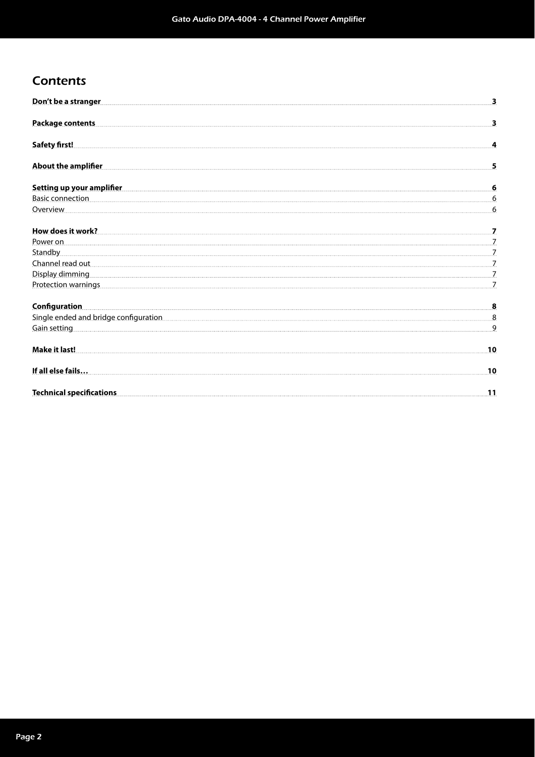# Contents

**Don't be a stranger** 3

**Package contents** 3

**Safety first!** 4

**About the amplifier** 5

**Setting up your amplifier** 6
Basic connection 6
Overview 6

**How does it work?** 7
Power on 7
Standby 7
Channel read out 7
Display dimming 7
Protection warnings 7

**Configuration** 8
Single ended and bridge configuration 8
Gain setting 9

**Make it last!** 10

**If all else fails…** 10

**Technical specifications** 11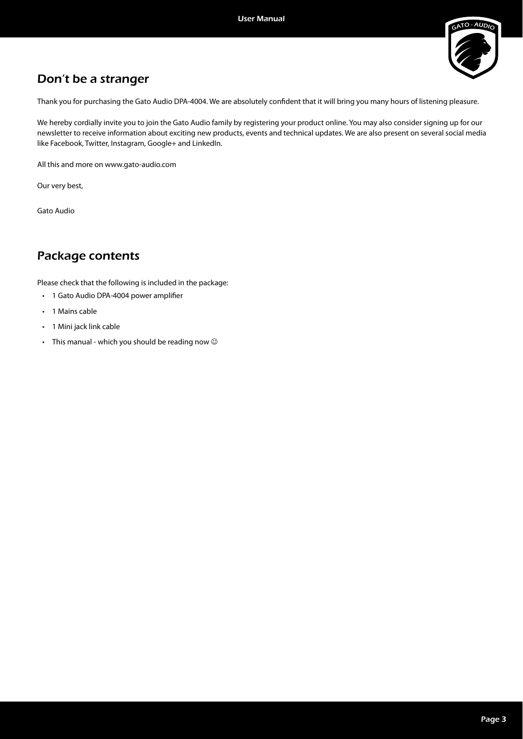## Don't be a stranger

Thank you for purchasing the Gato Audio DPA-4004. We are absolutely confident that it will bring you many hours of listening pleasure.

We hereby cordially invite you to join the Gato Audio family by registering your product online. You may also consider signing up for our newsletter to receive information about exciting new products, events and technical updates. We are also present on several social media like Facebook, Twitter, Instagram, Google+ and LinkedIn.

All this and more on www.gato-audio.com

Our very best,

Gato Audio

## Package contents

Please check that the following is included in the package:

- 1 Gato Audio DPA-4004 power amplifier
- 1 Mains cable
- 1 Mini jack link cable
- This manual - which you should be reading now ☺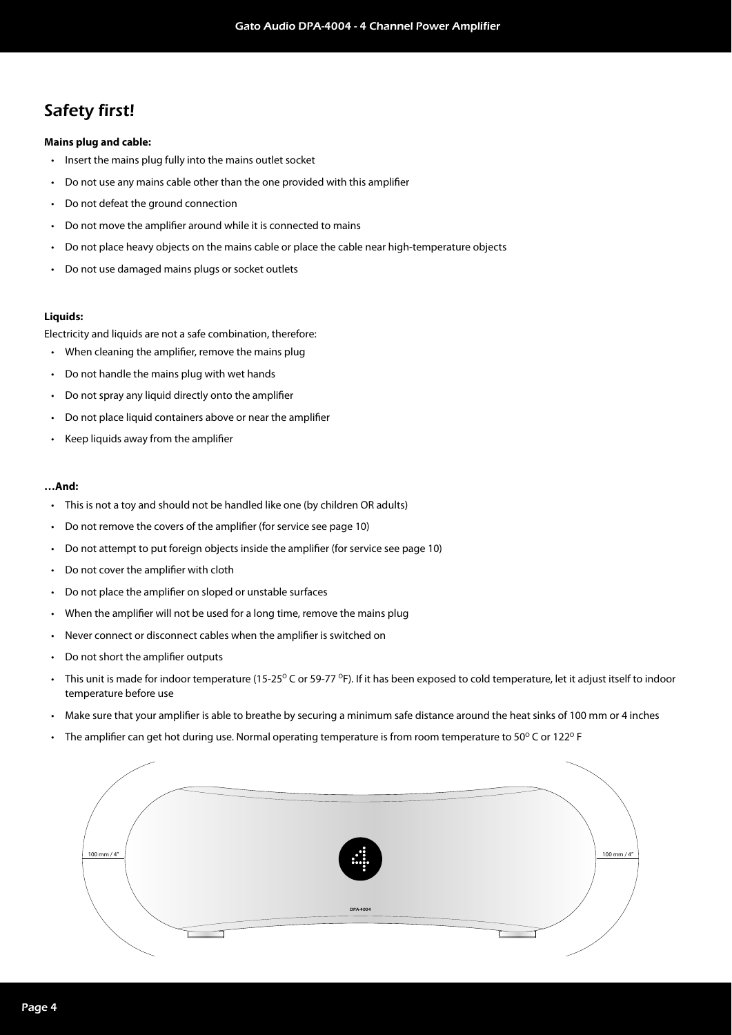## Safety first!

**Mains plug and cable:**

- Insert the mains plug fully into the mains outlet socket
- Do not use any mains cable other than the one provided with this amplifier
- Do not defeat the ground connection
- Do not move the amplifier around while it is connected to mains
- Do not place heavy objects on the mains cable or place the cable near high-temperature objects
- Do not use damaged mains plugs or socket outlets

**Liquids:**

Electricity and liquids are not a safe combination, therefore:

- When cleaning the amplifier, remove the mains plug
- Do not handle the mains plug with wet hands
- Do not spray any liquid directly onto the amplifier
- Do not place liquid containers above or near the amplifier
- Keep liquids away from the amplifier

**…And:**

- This is not a toy and should not be handled like one (by children OR adults)
- Do not remove the covers of the amplifier (for service see page 10)
- Do not attempt to put foreign objects inside the amplifier (for service see page 10)
- Do not cover the amplifier with cloth
- Do not place the amplifier on sloped or unstable surfaces
- When the amplifier will not be used for a long time, remove the mains plug
- Never connect or disconnect cables when the amplifier is switched on
- Do not short the amplifier outputs
- This unit is made for indoor temperature (15-25$^{O}$ C or 59-77 $^{O}$F). If it has been exposed to cold temperature, let it adjust itself to indoor temperature before use
- Make sure that your amplifier is able to breathe by securing a minimum safe distance around the heat sinks of 100 mm or 4 inches
- The amplifier can get hot during use. Normal operating temperature is from room temperature to 50$^{O}$ C or 122$^{O}$ F

100 mm / 4"

DPA-4004

100 mm / 4"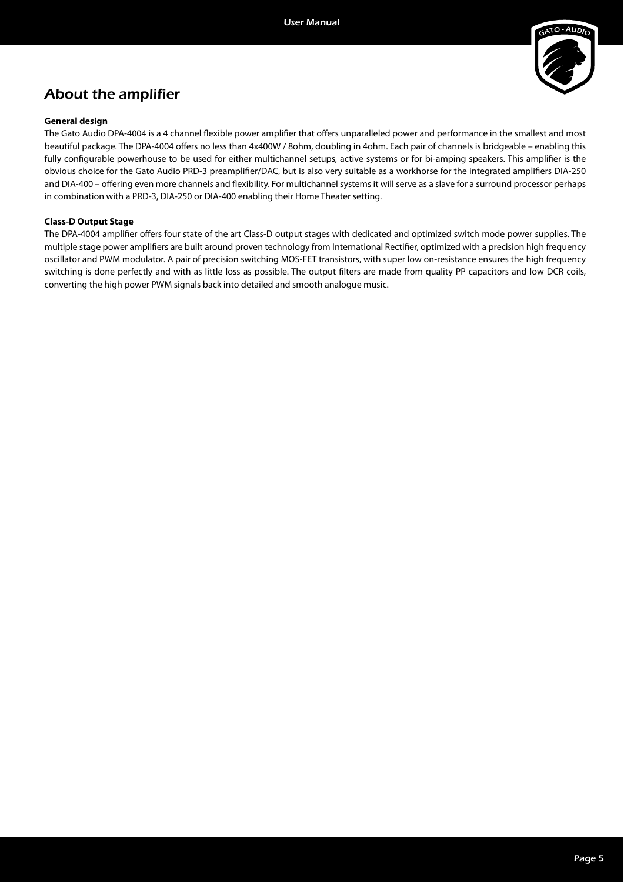# About the amplifier

**General design**

The Gato Audio DPA-4004 is a 4 channel flexible power amplifier that offers unparalleled power and performance in the smallest and most beautiful package. The DPA-4004 offers no less than 4x400W / 8ohm, doubling in 4ohm. Each pair of channels is bridgeable – enabling this fully configurable powerhouse to be used for either multichannel setups, active systems or for bi-amping speakers. This amplifier is the obvious choice for the Gato Audio PRD-3 preamplifier/DAC, but is also very suitable as a workhorse for the integrated amplifiers DIA-250 and DIA-400 – offering even more channels and flexibility. For multichannel systems it will serve as a slave for a surround processor perhaps in combination with a PRD-3, DIA-250 or DIA-400 enabling their Home Theater setting.

**Class-D Output Stage**

The DPA-4004 amplifier offers four state of the art Class-D output stages with dedicated and optimized switch mode power supplies. The multiple stage power amplifiers are built around proven technology from International Rectifier, optimized with a precision high frequency oscillator and PWM modulator. A pair of precision switching MOS-FET transistors, with super low on-resistance ensures the high frequency switching is done perfectly and with as little loss as possible. The output filters are made from quality PP capacitors and low DCR coils, converting the high power PWM signals back into detailed and smooth analogue music.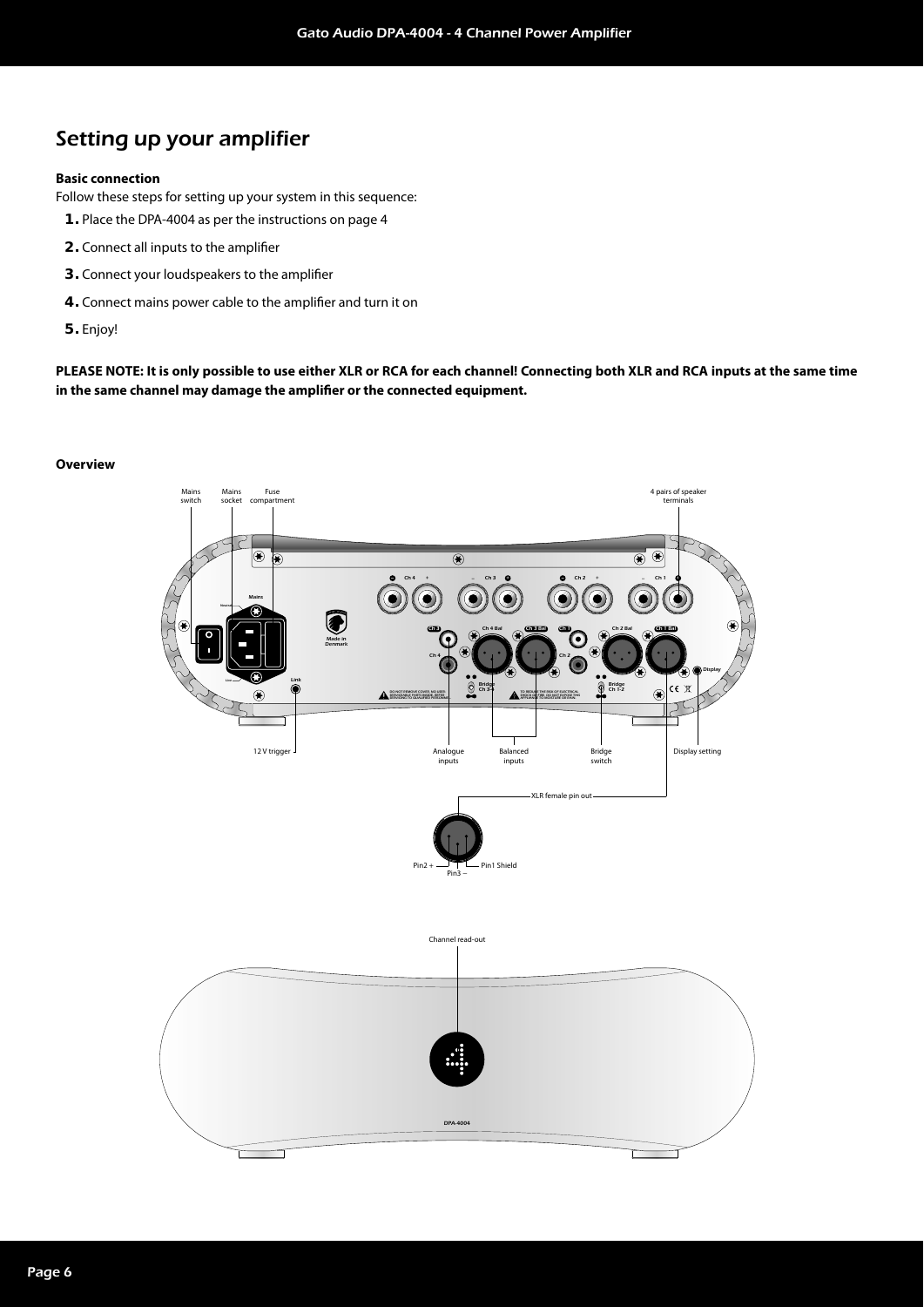# Setting up your amplifier

**Basic connection**

Follow these steps for setting up your system in this sequence:

1. Place the DPA-4004 as per the instructions on page 4
2. Connect all inputs to the amplifier
3. Connect your loudspeakers to the amplifier
4. Connect mains power cable to the amplifier and turn it on
5. Enjoy!

**PLEASE NOTE: It is only possible to use either XLR or RCA for each channel! Connecting both XLR and RCA inputs at the same time in the same channel may damage the amplifier or the connected equipment.**

**Overview**

Mains switch

Mains socket

Fuse compartment

4 pairs of speaker terminals

12 V trigger

Analogue inputs

Balanced inputs

Bridge switch

Display setting

XLR female pin out

Pin2 +

Pin3 –

Pin1 Shield

Channel read-out

DPA-4004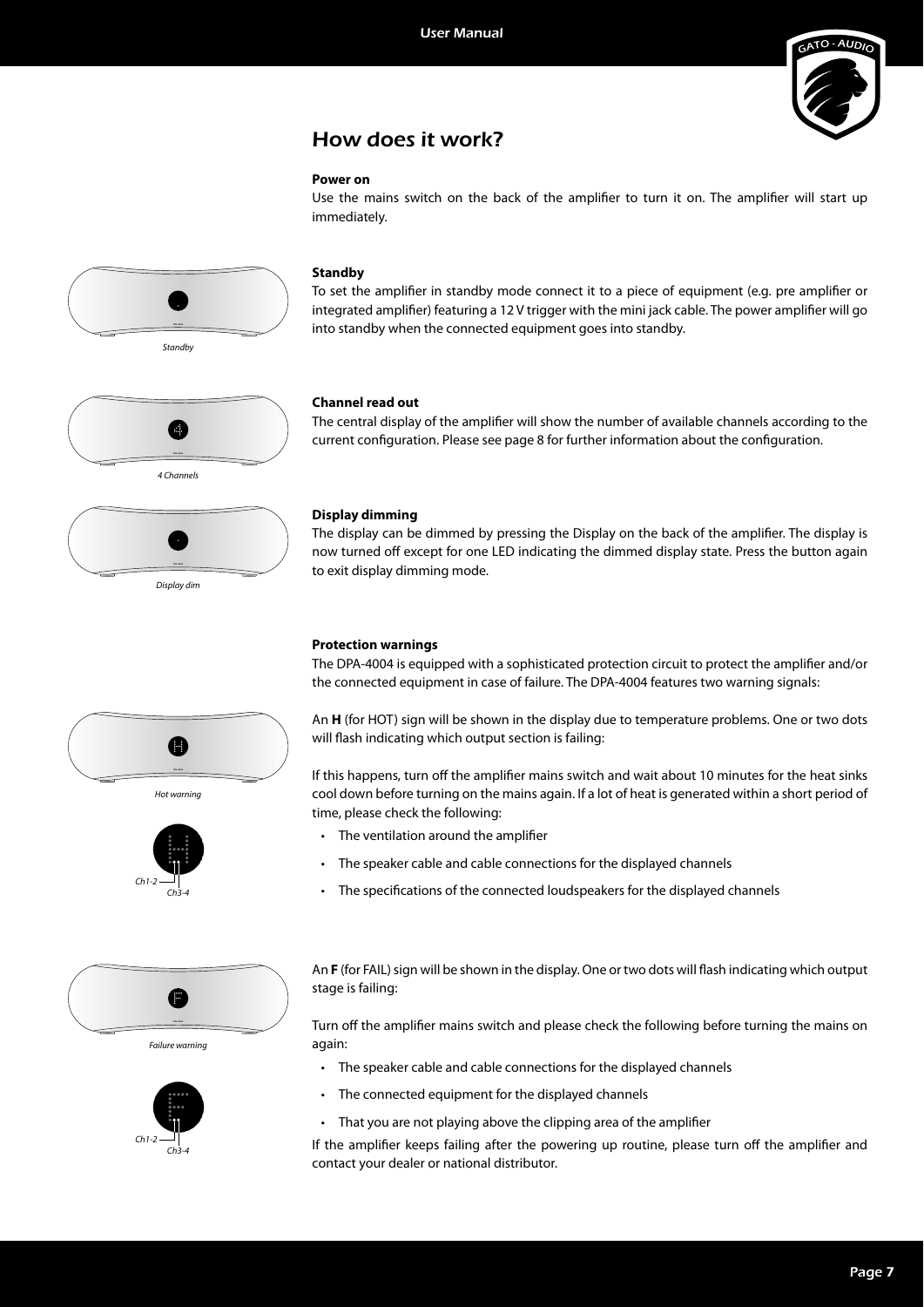# How does it work?

**Power on**

Use the mains switch on the back of the amplifier to turn it on. The amplifier will start up immediately.

**Standby**

To set the amplifier in standby mode connect it to a piece of equipment (e.g. pre amplifier or integrated amplifier) featuring a 12 V trigger with the mini jack cable. The power amplifier will go into standby when the connected equipment goes into standby.

*Standby*

**Channel read out**

The central display of the amplifier will show the number of available channels according to the current configuration. Please see page 8 for further information about the configuration.

*4 Channels*

**Display dimming**

The display can be dimmed by pressing the Display on the back of the amplifier. The display is now turned off except for one LED indicating the dimmed display state. Press the button again to exit display dimming mode.

*Display dim*

**Protection warnings**

The DPA-4004 is equipped with a sophisticated protection circuit to protect the amplifier and/or the connected equipment in case of failure. The DPA-4004 features two warning signals:

An **H** (for HOT) sign will be shown in the display due to temperature problems. One or two dots will flash indicating which output section is failing:

*Hot warning*

Ch1-2
Ch3-4

If this happens, turn off the amplifier mains switch and wait about 10 minutes for the heat sinks cool down before turning on the mains again. If a lot of heat is generated within a short period of time, please check the following:

- The ventilation around the amplifier
- The speaker cable and cable connections for the displayed channels
- The specifications of the connected loudspeakers for the displayed channels

An **F** (for FAIL) sign will be shown in the display. One or two dots will flash indicating which output stage is failing:

*Failure warning*

Ch1-2
Ch3-4

Turn off the amplifier mains switch and please check the following before turning the mains on again:

- The speaker cable and cable connections for the displayed channels
- The connected equipment for the displayed channels
- That you are not playing above the clipping area of the amplifier

If the amplifier keeps failing after the powering up routine, please turn off the amplifier and contact your dealer or national distributor.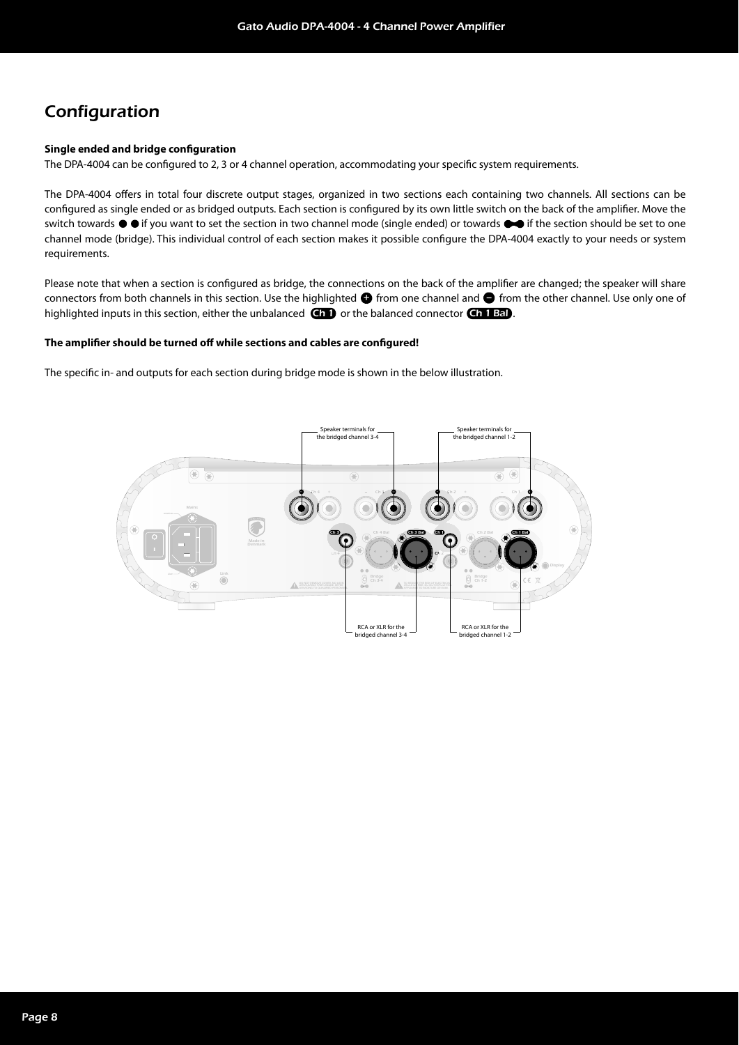# Configuration

**Single ended and bridge configuration**

The DPA-4004 can be configured to 2, 3 or 4 channel operation, accommodating your specific system requirements.

The DPA-4004 offers in total four discrete output stages, organized in two sections each containing two channels. All sections can be configured as single ended or as bridged outputs. Each section is configured by its own little switch on the back of the amplifier. Move the switch towards ● ● if you want to set the section in two channel mode (single ended) or towards ●━● if the section should be set to one channel mode (bridge). This individual control of each section makes it possible configure the DPA-4004 exactly to your needs or system requirements.

Please note that when a section is configured as bridge, the connections on the back of the amplifier are changed; the speaker will share connectors from both channels in this section. Use the highlighted + from one channel and − from the other channel. Use only one of highlighted inputs in this section, either the unbalanced **Ch 1** or the balanced connector **Ch 1 Bal**.

**The amplifier should be turned off while sections and cables are configured!**

The specific in- and outputs for each section during bridge mode is shown in the below illustration.

Speaker terminals for the bridged channel 3-4

Speaker terminals for the bridged channel 1-2

RCA or XLR for the bridged channel 3-4

RCA or XLR for the bridged channel 1-2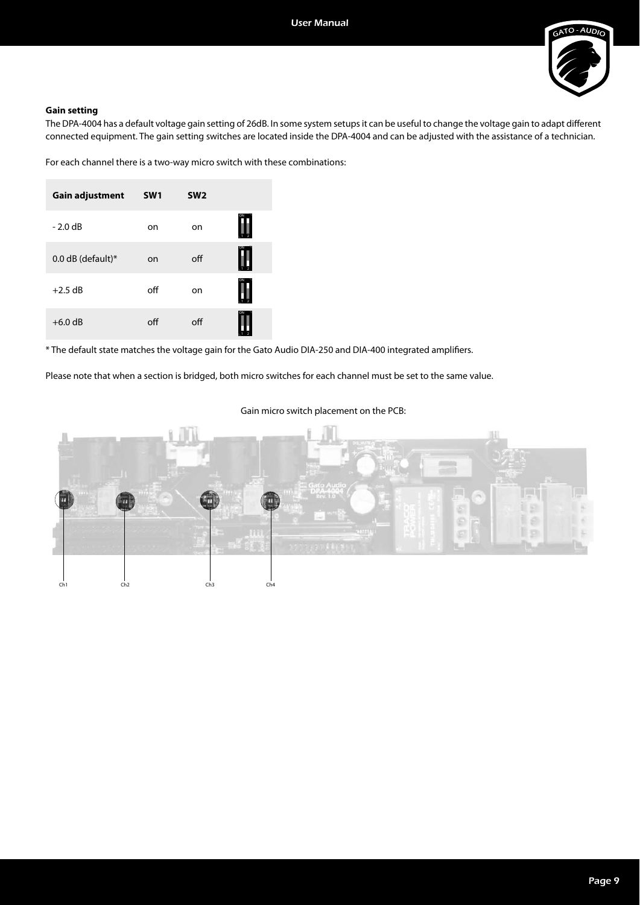**Gain setting**

The DPA-4004 has a default voltage gain setting of 26dB. In some system setups it can be useful to change the voltage gain to adapt different connected equipment. The gain setting switches are located inside the DPA-4004 and can be adjusted with the assistance of a technician.

For each channel there is a two-way micro switch with these combinations:

| Gain adjustment | SW1 | SW2 | |
|---|---|---|---|
| - 2.0 dB | on | on | |
| 0.0 dB (default)* | on | off | |
| +2.5 dB | off | on | |
| +6.0 dB | off | off | |

* The default state matches the voltage gain for the Gato Audio DIA-250 and DIA-400 integrated amplifiers.

Please note that when a section is bridged, both micro switches for each channel must be set to the same value.

Gain micro switch placement on the PCB:

Ch1 Ch2 Ch3 Ch4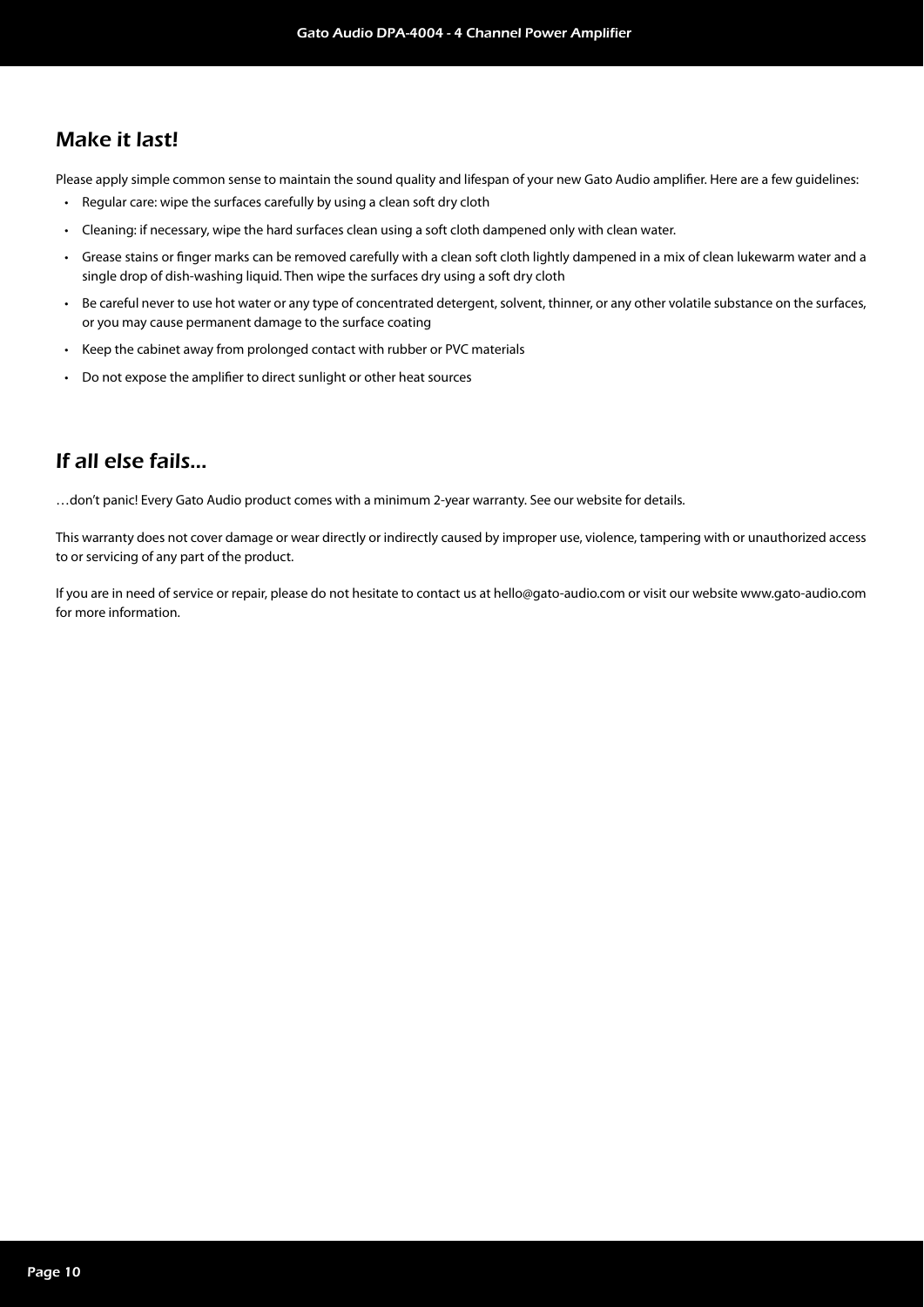## Make it last!

Please apply simple common sense to maintain the sound quality and lifespan of your new Gato Audio amplifier. Here are a few guidelines:

- Regular care: wipe the surfaces carefully by using a clean soft dry cloth
- Cleaning: if necessary, wipe the hard surfaces clean using a soft cloth dampened only with clean water.
- Grease stains or finger marks can be removed carefully with a clean soft cloth lightly dampened in a mix of clean lukewarm water and a single drop of dish-washing liquid. Then wipe the surfaces dry using a soft dry cloth
- Be careful never to use hot water or any type of concentrated detergent, solvent, thinner, or any other volatile substance on the surfaces, or you may cause permanent damage to the surface coating
- Keep the cabinet away from prolonged contact with rubber or PVC materials
- Do not expose the amplifier to direct sunlight or other heat sources

## If all else fails...

…don't panic! Every Gato Audio product comes with a minimum 2-year warranty. See our website for details.

This warranty does not cover damage or wear directly or indirectly caused by improper use, violence, tampering with or unauthorized access to or servicing of any part of the product.

If you are in need of service or repair, please do not hesitate to contact us at hello@gato-audio.com or visit our website www.gato-audio.com for more information.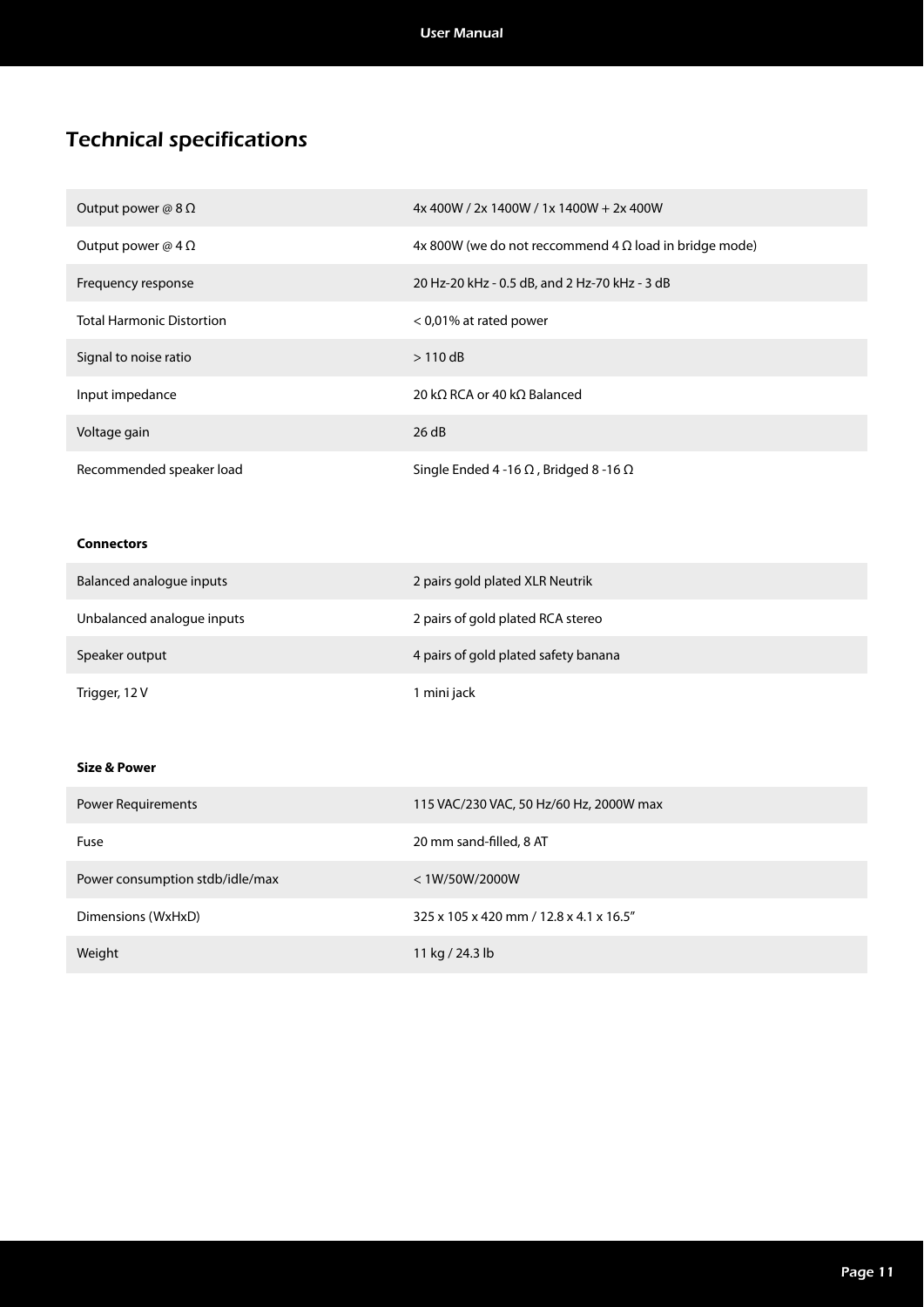# Technical specifications

| | |
|---|---|
| Output power @ 8 Ω | 4x 400W / 2x 1400W / 1x 1400W + 2x 400W |
| Output power @ 4 Ω | 4x 800W (we do not reccommend 4 Ω load in bridge mode) |
| Frequency response | 20 Hz-20 kHz - 0.5 dB, and 2 Hz-70 kHz - 3 dB |
| Total Harmonic Distortion | < 0,01% at rated power |
| Signal to noise ratio | > 110 dB |
| Input impedance | 20 kΩ RCA or 40 kΩ Balanced |
| Voltage gain | 26 dB |
| Recommended speaker load | Single Ended 4 -16 Ω , Bridged 8 -16 Ω |

**Connectors**

| | |
|---|---|
| Balanced analogue inputs | 2 pairs gold plated XLR Neutrik |
| Unbalanced analogue inputs | 2 pairs of gold plated RCA stereo |
| Speaker output | 4 pairs of gold plated safety banana |
| Trigger, 12 V | 1 mini jack |

**Size & Power**

| | |
|---|---|
| Power Requirements | 115 VAC/230 VAC, 50 Hz/60 Hz, 2000W max |
| Fuse | 20 mm sand-filled, 8 AT |
| Power consumption stdb/idle/max | < 1W/50W/2000W |
| Dimensions (WxHxD) | 325 x 105 x 420 mm / 12.8 x 4.1 x 16.5" |
| Weight | 11 kg / 24.3 lb |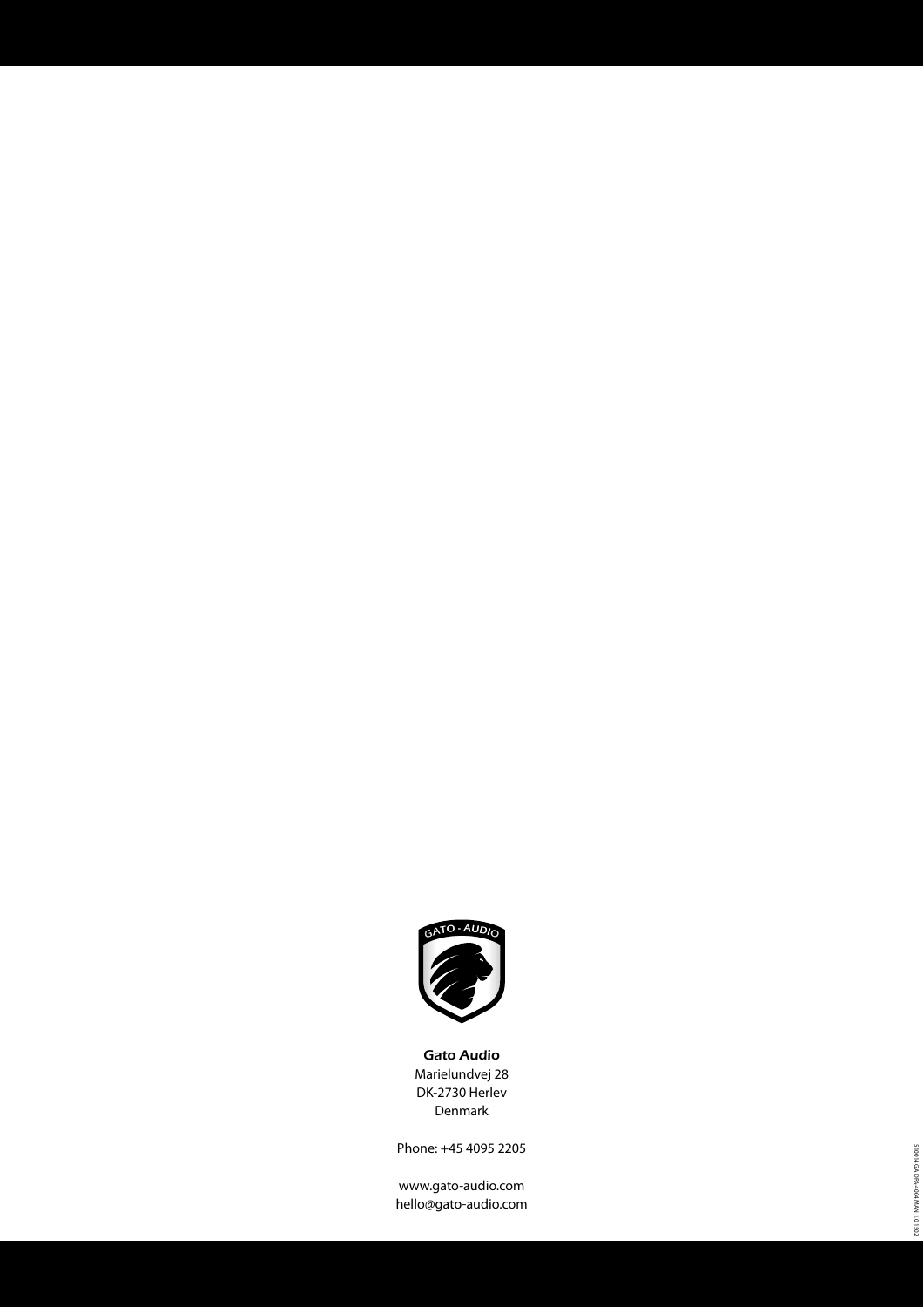**Gato Audio**
Marielundvej 28
DK-2730 Herlev
Denmark

Phone: +45 4095 2205

www.gato-audio.com
hello@gato-audio.com